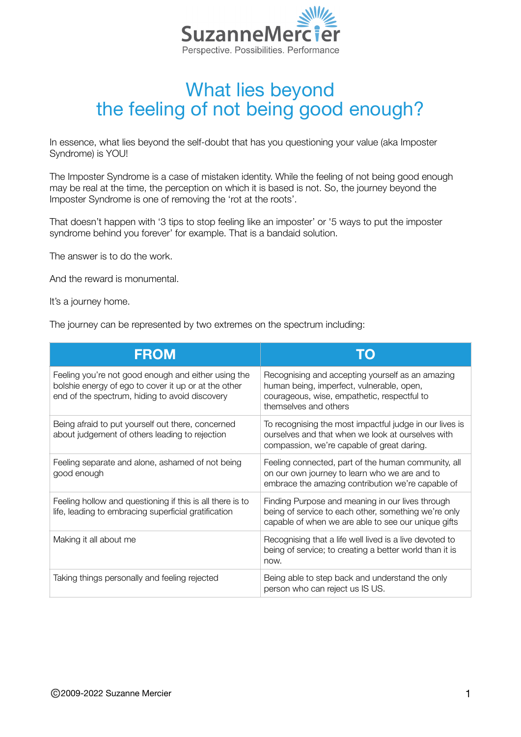SuzanneMercier

Perspective. Possibilities. Performance

# What lies beyond the feeling of not being good enough?

In essence, what lies beyond the self-doubt that has you questioning your value (aka Imposter Syndrome) is YOU!

The Imposter Syndrome is a case of mistaken identity. While the feeling of not being good enough may be real at the time, the perception on which it is based is not. So, the journey beyond the Imposter Syndrome is one of removing the 'rot at the roots'.

That doesn't happen with '3 tips to stop feeling like an imposter' or '5 ways to put the imposter syndrome behind you forever' for example. That is a bandaid solution.

The answer is to do the work.

And the reward is monumental.

It's a journey home.

The journey can be represented by two extremes on the spectrum including:

| FROM | TO |
|---|---|
| Feeling you're not good enough and either using the bolshie energy of ego to cover it up or at the other end of the spectrum, hiding to avoid discovery | Recognising and accepting yourself as an amazing human being, imperfect, vulnerable, open, courageous, wise, empathetic, respectful to themselves and others |
| Being afraid to put yourself out there, concerned about judgement of others leading to rejection | To recognising the most impactful judge in our lives is ourselves and that when we look at ourselves with compassion, we're capable of great daring. |
| Feeling separate and alone, ashamed of not being good enough | Feeling connected, part of the human community, all on our own journey to learn who we are and to embrace the amazing contribution we're capable of |
| Feeling hollow and questioning if this is all there is to life, leading to embracing superficial gratification | Finding Purpose and meaning in our lives through being of service to each other, something we're only capable of when we are able to see our unique gifts |
| Making it all about me | Recognising that a life well lived is a live devoted to being of service; to creating a better world than it is now. |
| Taking things personally and feeling rejected | Being able to step back and understand the only person who can reject us IS US. |

©2009-2022 Suzanne Mercier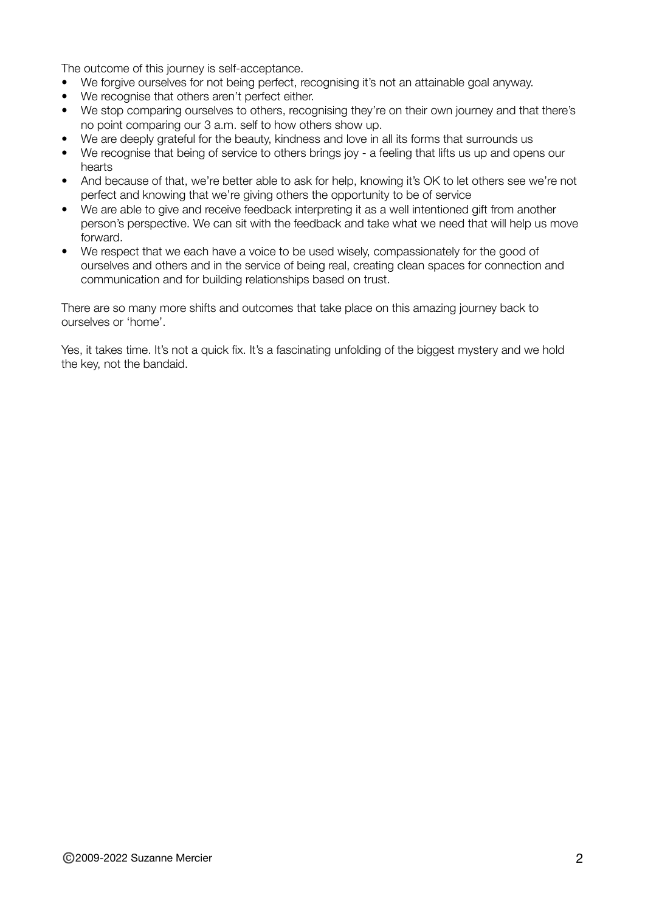The outcome of this journey is self-acceptance.

- We forgive ourselves for not being perfect, recognising it's not an attainable goal anyway.
- We recognise that others aren't perfect either.
- We stop comparing ourselves to others, recognising they're on their own journey and that there's no point comparing our 3 a.m. self to how others show up.
- We are deeply grateful for the beauty, kindness and love in all its forms that surrounds us
- We recognise that being of service to others brings joy - a feeling that lifts us up and opens our hearts
- And because of that, we're better able to ask for help, knowing it's OK to let others see we're not perfect and knowing that we're giving others the opportunity to be of service
- We are able to give and receive feedback interpreting it as a well intentioned gift from another person's perspective. We can sit with the feedback and take what we need that will help us move forward.
- We respect that we each have a voice to be used wisely, compassionately for the good of ourselves and others and in the service of being real, creating clean spaces for connection and communication and for building relationships based on trust.

There are so many more shifts and outcomes that take place on this amazing journey back to ourselves or 'home'.

Yes, it takes time. It's not a quick fix. It's a fascinating unfolding of the biggest mystery and we hold the key, not the bandaid.

©2009-2022 Suzanne Mercier